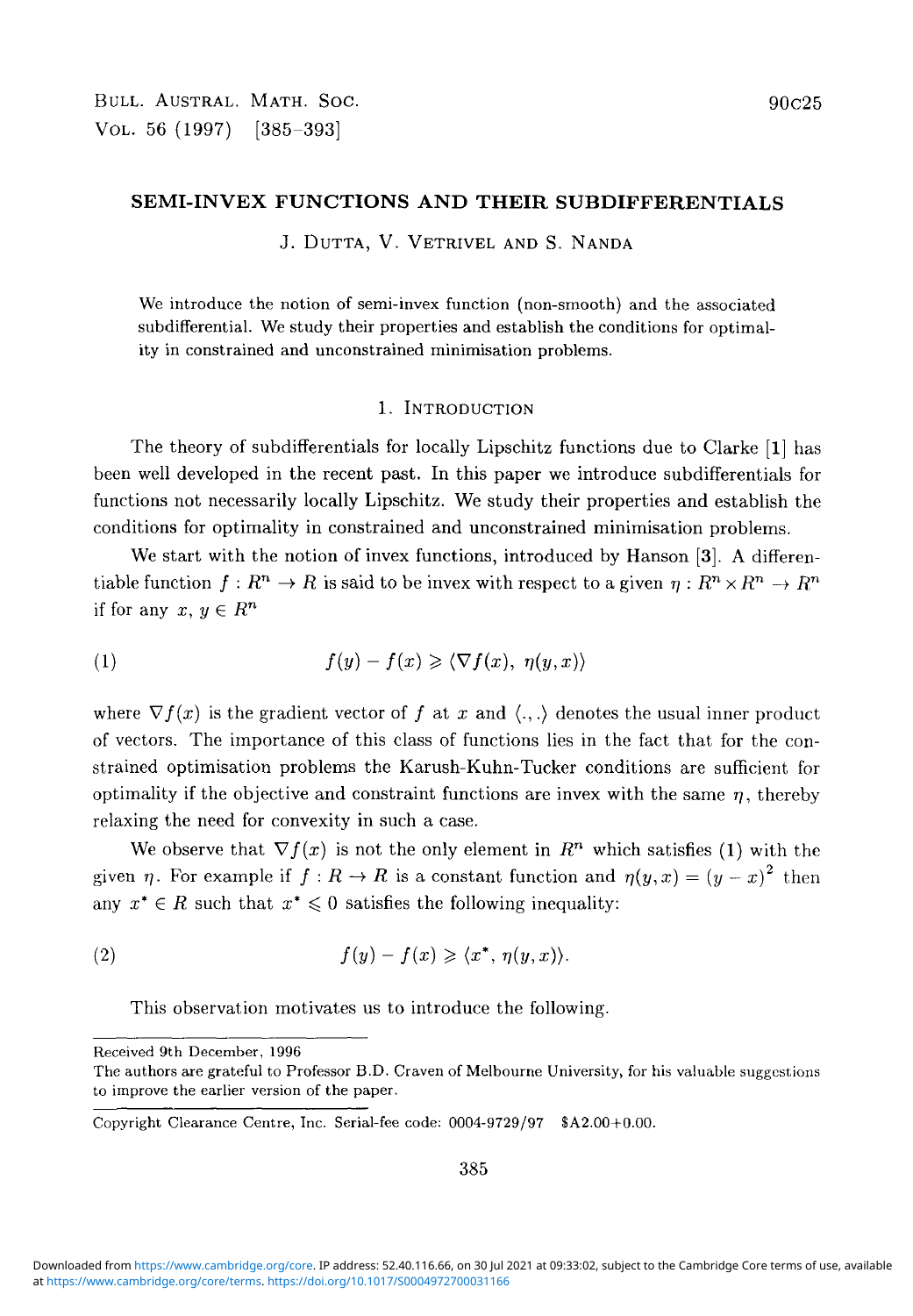# SEMI-INVEX FUNCTIONS AND THEIR SUBDIFFERENTIALS

J. DUTTA, V. VETRIVEL AND S. NANDA

We introduce the notion of semi-invex function (non-smooth) and the associated subdifferential. We study their properties and establish the conditions for optimality in constrained and unconstrained minimisation problems.

## 1. INTRODUCTION

The theory of subdifferentials for locally Lipschitz functions due to Clarke [1] has been well developed in the recent past. In this paper we introduce subdifferentials for functions not necessarily locally Lipschitz. We study their properties and establish the conditions for optimality in constrained and unconstrained minimisation problems.

We start with the notion of invex functions, introduced by Hanson [3]. A differentiable function $f : R^n \to R$ is said to be invex with respect to a given $\eta : R^n \times R^n \to R^n$ if for any $x, y \in R^n$

$$f(y) - f(x) \geqslant \langle \nabla f(x), \eta(y, x) \rangle \tag{1}$$

where $\nabla f(x)$ is the gradient vector of $f$ at $x$ and $\langle ., . \rangle$ denotes the usual inner product of vectors. The importance of this class of functions lies in the fact that for the constrained optimisation problems the Karush-Kuhn-Tucker conditions are sufficient for optimality if the objective and constraint functions are invex with the same $\eta$, thereby relaxing the need for convexity in such a case.

We observe that $\nabla f(x)$ is not the only element in $R^n$ which satisfies (1) with the given $\eta$. For example if $f : R \to R$ is a constant function and $\eta(y, x) = (y - x)^2$ then any $x^* \in R$ such that $x^* \leqslant 0$ satisfies the following inequality:

$$f(y) - f(x) \geqslant \langle x^*, \eta(y, x) \rangle. \tag{2}$$

This observation motivates us to introduce the following.

---

Received 9th December, 1996

The authors are grateful to Professor B.D. Craven of Melbourne University, for his valuable suggestions to improve the earlier version of the paper.

Copyright Clearance Centre, Inc. Serial-fee code: 0004-9729/97 $A2.00+0.00.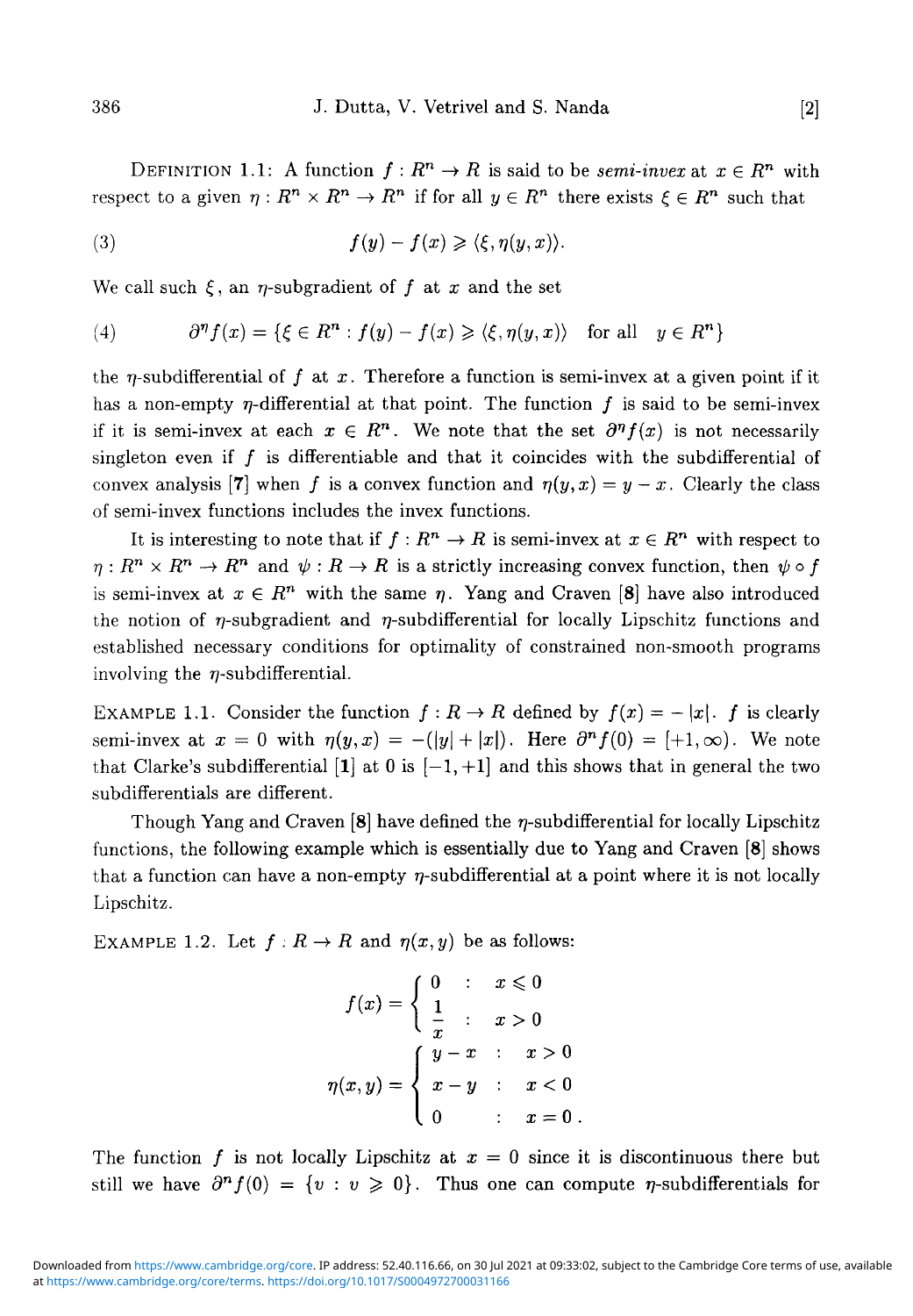DEFINITION 1.1: A function $f : R^n \to R$ is said to be *semi-invex* at $x \in R^n$ with respect to a given $\eta : R^n \times R^n \to R^n$ if for all $y \in R^n$ there exists $\xi \in R^n$ such that

$$f(y) - f(x) \geqslant \langle \xi, \eta(y, x) \rangle. \tag{3}$$

We call such $\xi$, an $\eta$-subgradient of $f$ at $x$ and the set

$$\partial^\eta f(x) = \{\xi \in R^n : f(y) - f(x) \geqslant \langle \xi, \eta(y, x) \rangle \quad \text{for all} \quad y \in R^n\} \tag{4}$$

the $\eta$-subdifferential of $f$ at $x$. Therefore a function is semi-invex at a given point if it has a non-empty $\eta$-differential at that point. The function $f$ is said to be semi-invex if it is semi-invex at each $x \in R^n$. We note that the set $\partial^\eta f(x)$ is not necessarily singleton even if $f$ is differentiable and that it coincides with the subdifferential of convex analysis [7] when $f$ is a convex function and $\eta(y, x) = y - x$. Clearly the class of semi-invex functions includes the invex functions.

It is interesting to note that if $f : R^n \to R$ is semi-invex at $x \in R^n$ with respect to $\eta : R^n \times R^n \to R^n$ and $\psi : R \to R$ is a strictly increasing convex function, then $\psi \circ f$ is semi-invex at $x \in R^n$ with the same $\eta$. Yang and Craven [8] have also introduced the notion of $\eta$-subgradient and $\eta$-subdifferential for locally Lipschitz functions and established necessary conditions for optimality of constrained non-smooth programs involving the $\eta$-subdifferential.

EXAMPLE 1.1. Consider the function $f : R \to R$ defined by $f(x) = -|x|$. $f$ is clearly semi-invex at $x = 0$ with $\eta(y, x) = -(|y| + |x|)$. Here $\partial^\eta f(0) = [+1, \infty)$. We note that Clarke's subdifferential [1] at 0 is $[-1, +1]$ and this shows that in general the two subdifferentials are different.

Though Yang and Craven [8] have defined the $\eta$-subdifferential for locally Lipschitz functions, the following example which is essentially due to Yang and Craven [8] shows that a function can have a non-empty $\eta$-subdifferential at a point where it is not locally Lipschitz.

EXAMPLE 1.2. Let $f : R \to R$ and $\eta(x, y)$ be as follows:

$$f(x) = \begin{cases} 0 & : \quad x \leqslant 0 \\ \dfrac{1}{x} & : \quad x > 0 \end{cases}$$

$$\eta(x, y) = \begin{cases} y - x & : \quad x > 0 \\ x - y & : \quad x < 0 \\ 0 & : \quad x = 0\,. \end{cases}$$

The function $f$ is not locally Lipschitz at $x = 0$ since it is discontinuous there but still we have $\partial^\eta f(0) = \{v : v \geqslant 0\}$. Thus one can compute $\eta$-subdifferentials for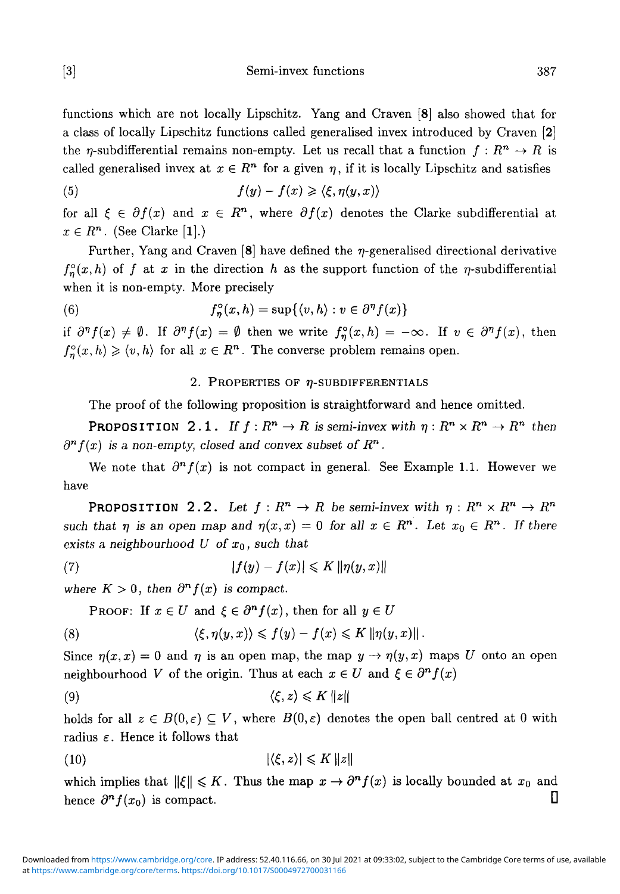functions which are not locally Lipschitz. Yang and Craven [8] also showed that for a class of locally Lipschitz functions called generalised invex introduced by Craven [2] the $\eta$-subdifferential remains non-empty. Let us recall that a function $f : R^n \to R$ is called generalised invex at $x \in R^n$ for a given $\eta$, if it is locally Lipschitz and satisfies

$$f(y) - f(x) \geqslant \langle \xi, \eta(y,x) \rangle \tag{5}$$

for all $\xi \in \partial f(x)$ and $x \in R^n$, where $\partial f(x)$ denotes the Clarke subdifferential at $x \in R^n$. (See Clarke [1].)

Further, Yang and Craven [8] have defined the $\eta$-generalised directional derivative $f^\circ_\eta(x,h)$ of $f$ at $x$ in the direction $h$ as the support function of the $\eta$-subdifferential when it is non-empty. More precisely

$$f^\circ_\eta(x,h) = \sup\{\langle v, h \rangle : v \in \partial^\eta f(x)\} \tag{6}$$

if $\partial^\eta f(x) \neq \emptyset$. If $\partial^\eta f(x) = \emptyset$ then we write $f^\circ_\eta(x,h) = -\infty$. If $v \in \partial^\eta f(x)$, then $f^\circ_\eta(x,h) \geqslant \langle v, h \rangle$ for all $x \in R^n$. The converse problem remains open.

## 2. Properties of $\eta$-subdifferentials

The proof of the following proposition is straightforward and hence omitted.

**Proposition 2.1.** *If $f : R^n \to R$ is semi-invex with $\eta : R^n \times R^n \to R^n$ then $\partial^\eta f(x)$ is a non-empty, closed and convex subset of $R^n$.*

We note that $\partial^\eta f(x)$ is not compact in general. See Example 1.1. However we have

**Proposition 2.2.** *Let $f : R^n \to R$ be semi-invex with $\eta : R^n \times R^n \to R^n$ such that $\eta$ is an open map and $\eta(x,x) = 0$ for all $x \in R^n$. Let $x_0 \in R^n$. If there exists a neighbourhood $U$ of $x_0$, such that*

$$|f(y) - f(x)| \leqslant K \left\|\eta(y,x)\right\| \tag{7}$$

*where $K > 0$, then $\partial^\eta f(x)$ is compact.*

Proof: If $x \in U$ and $\xi \in \partial^\eta f(x)$, then for all $y \in U$

$$\langle \xi, \eta(y,x) \rangle \leqslant f(y) - f(x) \leqslant K \left\|\eta(y,x)\right\|. \tag{8}$$

Since $\eta(x,x) = 0$ and $\eta$ is an open map, the map $y \to \eta(y,x)$ maps $U$ onto an open neighbourhood $V$ of the origin. Thus at each $x \in U$ and $\xi \in \partial^\eta f(x)$

$$\langle \xi, z \rangle \leqslant K \left\|z\right\| \tag{9}$$

holds for all $z \in B(0,\varepsilon) \subseteq V$, where $B(0,\varepsilon)$ denotes the open ball centred at 0 with radius $\varepsilon$. Hence it follows that

$$|\langle \xi, z \rangle| \leqslant K \left\|z\right\| \tag{10}$$

which implies that $\|\xi\| \leqslant K$. Thus the map $x \to \partial^\eta f(x)$ is locally bounded at $x_0$ and hence $\partial^\eta f(x_0)$ is compact. ∎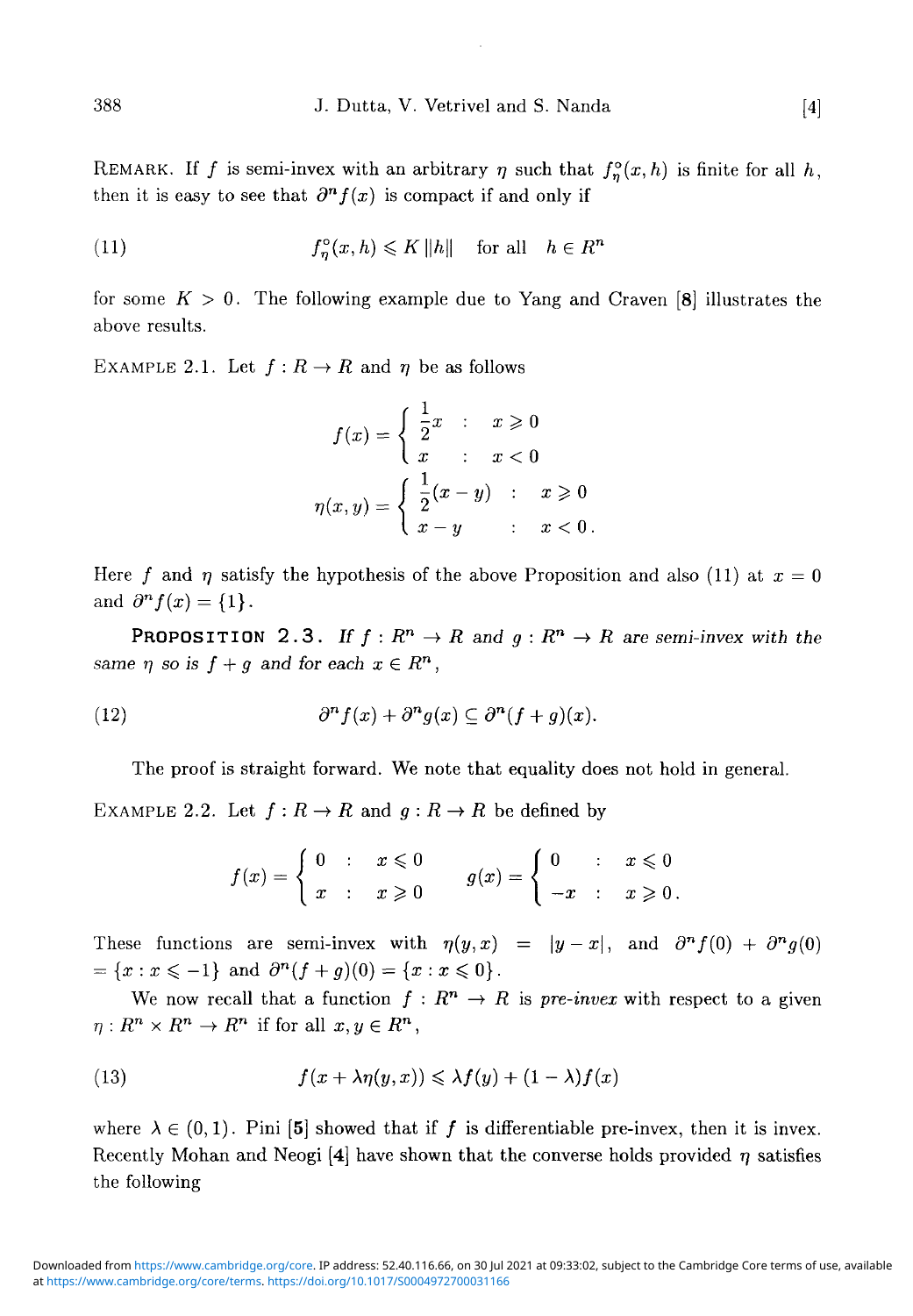REMARK. If $f$ is semi-invex with an arbitrary $\eta$ such that $f^{\circ}_{\eta}(x,h)$ is finite for all $h$, then it is easy to see that $\partial^n f(x)$ is compact if and only if

$$f^{\circ}_{\eta}(x,h) \leqslant K\,\|h\| \quad \text{for all} \quad h \in R^n \tag{11}$$

for some $K > 0$. The following example due to Yang and Craven [8] illustrates the above results.

EXAMPLE 2.1. Let $f : R \to R$ and $\eta$ be as follows

$$f(x) = \begin{cases} \dfrac{1}{2}x & : \quad x \geqslant 0 \\ x & : \quad x < 0 \end{cases}$$

$$\eta(x,y) = \begin{cases} \dfrac{1}{2}(x-y) & : \quad x \geqslant 0 \\ x - y & : \quad x < 0\,. \end{cases}$$

Here $f$ and $\eta$ satisfy the hypothesis of the above Proposition and also (11) at $x = 0$ and $\partial^n f(x) = \{1\}$.

**PROPOSITION 2.3.** *If $f : R^n \to R$ and $g : R^n \to R$ are semi-invex with the same $\eta$ so is $f + g$ and for each $x \in R^n$,*

$$\partial^n f(x) + \partial^n g(x) \subseteq \partial^n (f+g)(x). \tag{12}$$

The proof is straight forward. We note that equality does not hold in general.

EXAMPLE 2.2. Let $f : R \to R$ and $g : R \to R$ be defined by

$$f(x) = \begin{cases} 0 & : \quad x \leqslant 0 \\ x & : \quad x \geqslant 0 \end{cases} \qquad g(x) = \begin{cases} 0 & : \quad x \leqslant 0 \\ -x & : \quad x \geqslant 0\,. \end{cases}$$

These functions are semi-invex with $\eta(y,x) = |y-x|$, and $\partial^n f(0) + \partial^n g(0) = \{x : x \leqslant -1\}$ and $\partial^n (f+g)(0) = \{x : x \leqslant 0\}$.

We now recall that a function $f : R^n \to R$ is *pre-invex* with respect to a given $\eta : R^n \times R^n \to R^n$ if for all $x, y \in R^n$,

$$f(x + \lambda\eta(y,x)) \leqslant \lambda f(y) + (1-\lambda) f(x) \tag{13}$$

where $\lambda \in (0,1)$. Pini [5] showed that if $f$ is differentiable pre-invex, then it is invex. Recently Mohan and Neogi [4] have shown that the converse holds provided $\eta$ satisfies the following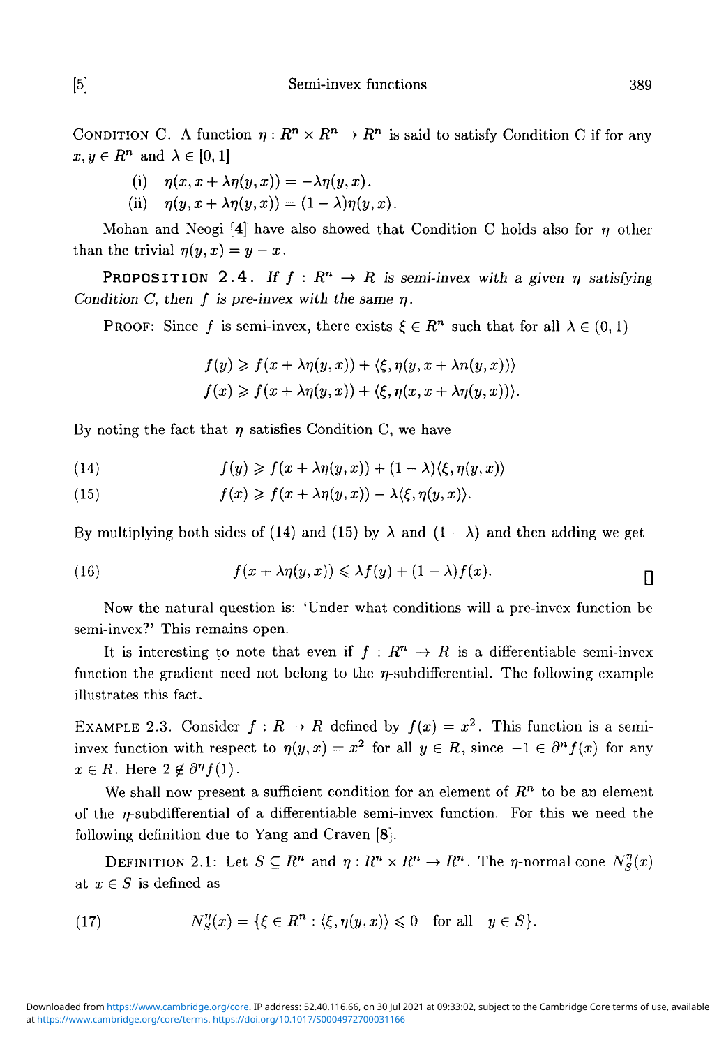CONDITION C. A function $\eta : R^n \times R^n \to R^n$ is said to satisfy Condition C if for any $x, y \in R^n$ and $\lambda \in [0, 1]$

(i) $\eta(x, x + \lambda\eta(y, x)) = -\lambda\eta(y, x)$.

(ii) $\eta(y, x + \lambda\eta(y, x)) = (1 - \lambda)\eta(y, x)$.

Mohan and Neogi [4] have also showed that Condition C holds also for $\eta$ other than the trivial $\eta(y, x) = y - x$.

**PROPOSITION 2.4.** *If $f : R^n \to R$ is semi-invex with a given $\eta$ satisfying Condition C, then $f$ is pre-invex with the same $\eta$.*

PROOF: Since $f$ is semi-invex, there exists $\xi \in R^n$ such that for all $\lambda \in (0, 1)$

$$f(y) \geqslant f(x + \lambda\eta(y, x)) + \langle \xi, \eta(y, x + \lambda n(y, x)) \rangle$$
$$f(x) \geqslant f(x + \lambda\eta(y, x)) + \langle \xi, \eta(x, x + \lambda\eta(y, x)) \rangle.$$

By noting the fact that $\eta$ satisfies Condition C, we have

$$f(y) \geqslant f(x + \lambda\eta(y, x)) + (1 - \lambda)\langle \xi, \eta(y, x) \rangle \tag{14}$$

$$f(x) \geqslant f(x + \lambda\eta(y, x)) - \lambda\langle \xi, \eta(y, x) \rangle. \tag{15}$$

By multiplying both sides of (14) and (15) by $\lambda$ and $(1 - \lambda)$ and then adding we get

$$f(x + \lambda\eta(y, x)) \leqslant \lambda f(y) + (1 - \lambda)f(x). \tag{16}$$

∎

Now the natural question is: 'Under what conditions will a pre-invex function be semi-invex?' This remains open.

It is interesting to note that even if $f : R^n \to R$ is a differentiable semi-invex function the gradient need not belong to the $\eta$-subdifferential. The following example illustrates this fact.

EXAMPLE 2.3. Consider $f : R \to R$ defined by $f(x) = x^2$. This function is a semi-invex function with respect to $\eta(y, x) = x^2$ for all $y \in R$, since $-1 \in \partial^n f(x)$ for any $x \in R$. Here $2 \notin \partial^\eta f(1)$.

We shall now present a sufficient condition for an element of $R^n$ to be an element of the $\eta$-subdifferential of a differentiable semi-invex function. For this we need the following definition due to Yang and Craven [8].

DEFINITION 2.1: Let $S \subseteq R^n$ and $\eta : R^n \times R^n \to R^n$. The $\eta$-normal cone $N_S^\eta(x)$ at $x \in S$ is defined as

$$N_S^\eta(x) = \{\xi \in R^n : \langle \xi, \eta(y, x) \rangle \leqslant 0 \quad \text{for all} \quad y \in S\}. \tag{17}$$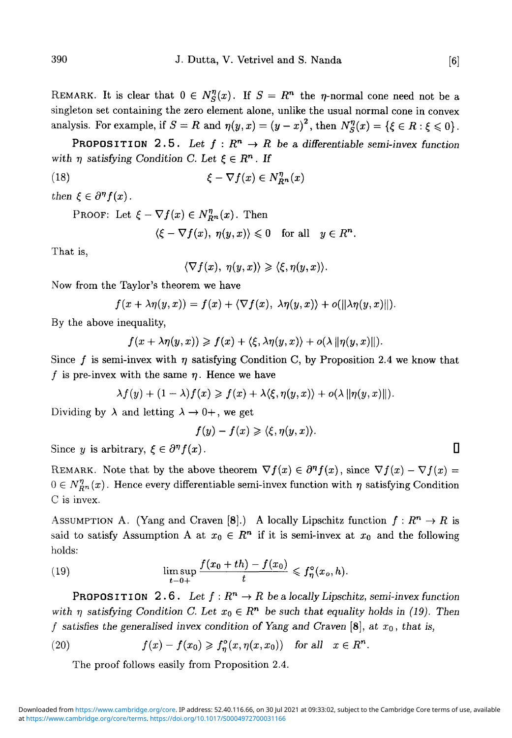REMARK. It is clear that $0 \in N_S^\eta(x)$. If $S = R^n$ the $\eta$-normal cone need not be a singleton set containing the zero element alone, unlike the usual normal cone in convex analysis. For example, if $S = R$ and $\eta(y, x) = (y - x)^2$, then $N_S^\eta(x) = \{\xi \in R : \xi \leqslant 0\}$.

**PROPOSITION 2.5.** *Let $f : R^n \to R$ be a differentiable semi-invex function with $\eta$ satisfying Condition C. Let $\xi \in R^n$. If*

$$\xi - \nabla f(x) \in N_{R^n}^\eta(x) \tag{18}$$

*then $\xi \in \partial^\eta f(x)$.*

PROOF: Let $\xi - \nabla f(x) \in N_{R^n}^\eta(x)$. Then

$$\langle \xi - \nabla f(x),\ \eta(y, x)\rangle \leqslant 0 \quad \text{for all} \quad y \in R^n.$$

That is,

$$\langle \nabla f(x),\ \eta(y, x)\rangle \geqslant \langle \xi, \eta(y, x)\rangle.$$

Now from the Taylor's theorem we have

$$f(x + \lambda\eta(y, x)) = f(x) + \langle \nabla f(x),\ \lambda\eta(y, x)\rangle + o(\|\lambda\eta(y, x)\|).$$

By the above inequality,

$$f(x + \lambda\eta(y, x)) \geqslant f(x) + \langle \xi, \lambda\eta(y, x)\rangle + o(\lambda\,\|\eta(y, x)\|).$$

Since $f$ is semi-invex with $\eta$ satisfying Condition C, by Proposition 2.4 we know that $f$ is pre-invex with the same $\eta$. Hence we have

$$\lambda f(y) + (1 - \lambda)f(x) \geqslant f(x) + \lambda\langle \xi, \eta(y, x)\rangle + o(\lambda\,\|\eta(y, x)\|).$$

Dividing by $\lambda$ and letting $\lambda \to 0+$, we get

$$f(y) - f(x) \geqslant \langle \xi, \eta(y, x)\rangle.$$

Since $y$ is arbitrary, $\xi \in \partial^\eta f(x)$. ∎

REMARK. Note that by the above theorem $\nabla f(x) \in \partial^\eta f(x)$, since $\nabla f(x) - \nabla f(x) = 0 \in N_{R^n}^\eta(x)$. Hence every differentiable semi-invex function with $\eta$ satisfying Condition C is invex.

ASSUMPTION A. (Yang and Craven [8].) A locally Lipschitz function $f : R^n \to R$ is said to satisfy Assumption A at $x_0 \in R^n$ if it is semi-invex at $x_0$ and the following holds:

$$\limsup_{t \to 0+} \frac{f(x_0 + th) - f(x_0)}{t} \leqslant f_\eta^\circ(x_o, h). \tag{19}$$

**PROPOSITION 2.6.** *Let $f : R^n \to R$ be a locally Lipschitz, semi-invex function with $\eta$ satisfying Condition C. Let $x_0 \in R^n$ be such that equality holds in (19). Then $f$ satisfies the generalised invex condition of Yang and Craven [8], at $x_0$, that is,*

$$f(x) - f(x_0) \geqslant f_\eta^\circ(x, \eta(x, x_0)) \quad \text{for all} \quad x \in R^n. \tag{20}$$

The proof follows easily from Proposition 2.4.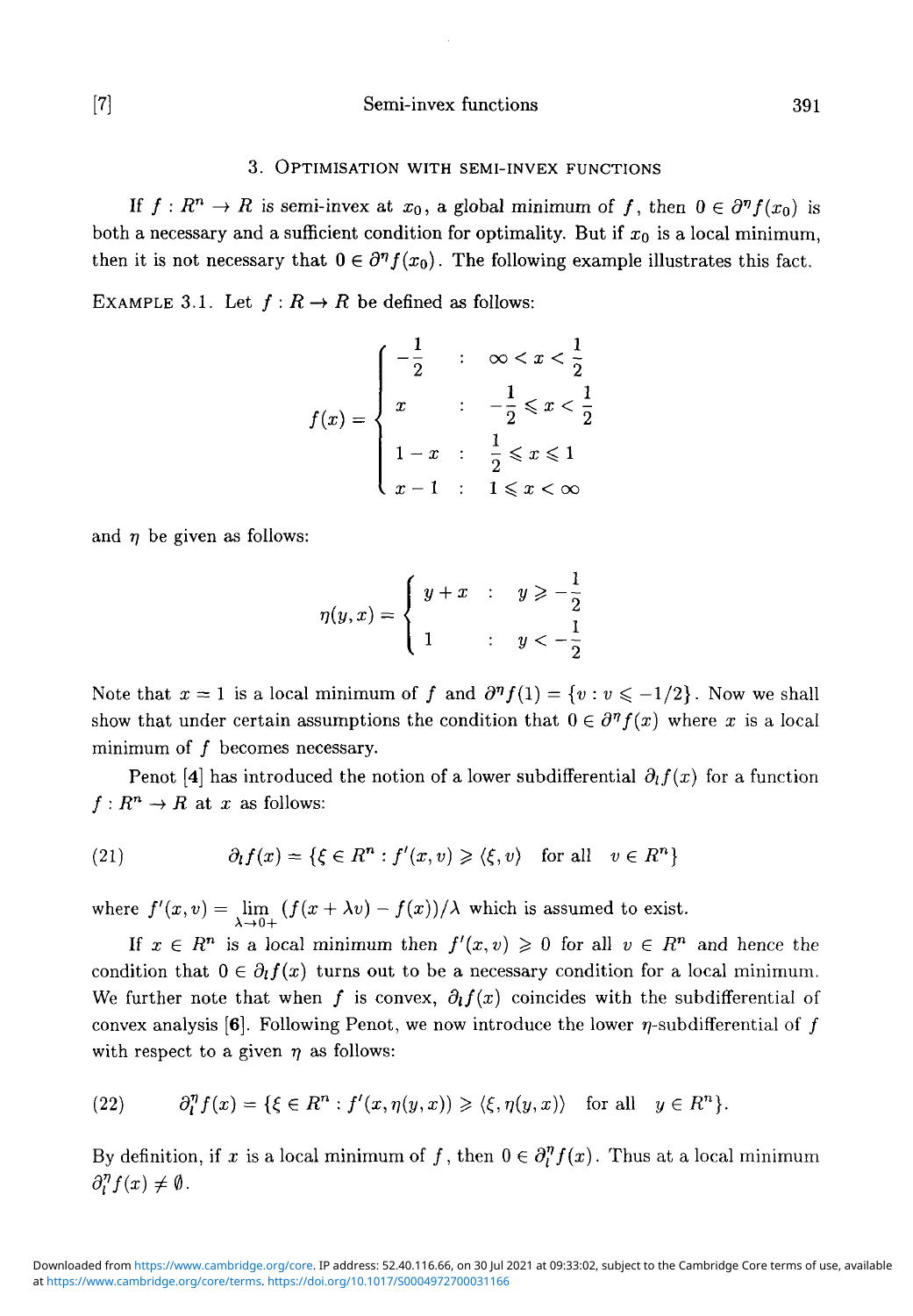## 3. Optimisation with semi-invex functions

If $f : R^n \to R$ is semi-invex at $x_0$, a global minimum of $f$, then $0 \in \partial^\eta f(x_0)$ is both a necessary and a sufficient condition for optimality. But if $x_0$ is a local minimum, then it is not necessary that $0 \in \partial^\eta f(x_0)$. The following example illustrates this fact.

EXAMPLE 3.1. Let $f : R \to R$ be defined as follows:

$$f(x) = \begin{cases} -\dfrac{1}{2} & : \quad \infty < x < \dfrac{1}{2} \\ x & : \quad -\dfrac{1}{2} \leqslant x < \dfrac{1}{2} \\ 1 - x & : \quad \dfrac{1}{2} \leqslant x \leqslant 1 \\ x - 1 & : \quad 1 \leqslant x < \infty \end{cases}$$

and $\eta$ be given as follows:

$$\eta(y, x) = \begin{cases} y + x & : \quad y \geqslant -\dfrac{1}{2} \\ 1 & : \quad y < -\dfrac{1}{2} \end{cases}$$

Note that $x = 1$ is a local minimum of $f$ and $\partial^\eta f(1) = \{v : v \leqslant -1/2\}$. Now we shall show that under certain assumptions the condition that $0 \in \partial^\eta f(x)$ where $x$ is a local minimum of $f$ becomes necessary.

Penot [4] has introduced the notion of a lower subdifferential $\partial_l f(x)$ for a function $f : R^n \to R$ at $x$ as follows:

$$\partial_l f(x) = \{\xi \in R^n : f'(x, v) \geqslant \langle \xi, v \rangle \quad \text{for all} \quad v \in R^n\} \tag{21}$$

where $f'(x, v) = \lim_{\lambda \to 0+} (f(x + \lambda v) - f(x))/\lambda$ which is assumed to exist.

If $x \in R^n$ is a local minimum then $f'(x, v) \geqslant 0$ for all $v \in R^n$ and hence the condition that $0 \in \partial_l f(x)$ turns out to be a necessary condition for a local minimum. We further note that when $f$ is convex, $\partial_l f(x)$ coincides with the subdifferential of convex analysis [6]. Following Penot, we now introduce the lower $\eta$-subdifferential of $f$ with respect to a given $\eta$ as follows:

$$\partial_l^\eta f(x) = \{\xi \in R^n : f'(x, \eta(y, x)) \geqslant \langle \xi, \eta(y, x) \rangle \quad \text{for all} \quad y \in R^n\}. \tag{22}$$

By definition, if $x$ is a local minimum of $f$, then $0 \in \partial_l^\eta f(x)$. Thus at a local minimum $\partial_l^\eta f(x) \neq \emptyset$.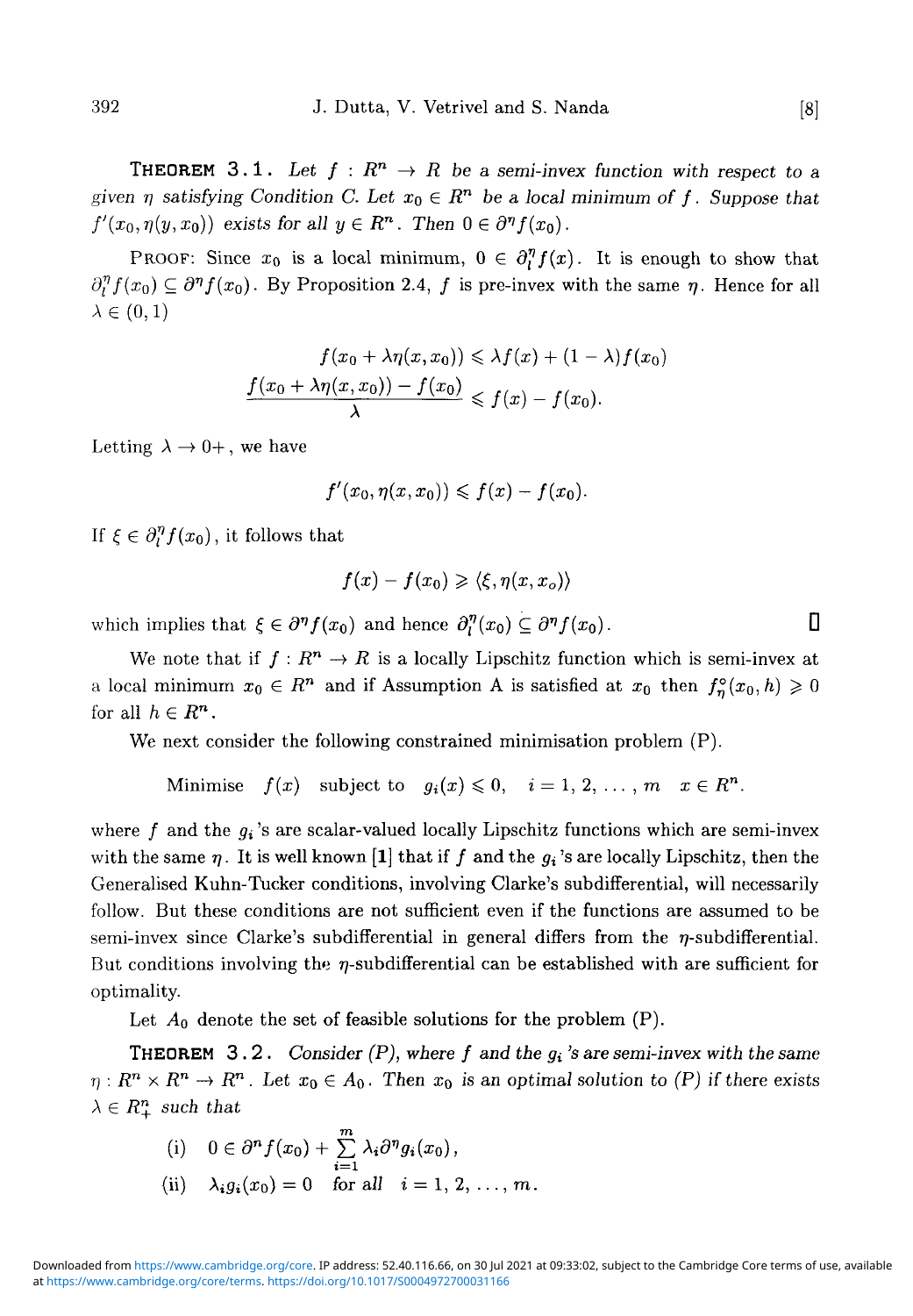**THEOREM 3.1.** *Let $f : R^n \to R$ be a semi-invex function with respect to a given $\eta$ satisfying Condition C. Let $x_0 \in R^n$ be a local minimum of $f$. Suppose that $f'(x_0, \eta(y, x_0))$ exists for all $y \in R^n$. Then $0 \in \partial^\eta f(x_0)$.*

PROOF: Since $x_0$ is a local minimum, $0 \in \partial_l^\eta f(x)$. It is enough to show that $\partial_l^\eta f(x_0) \subseteq \partial^\eta f(x_0)$. By Proposition 2.4, $f$ is pre-invex with the same $\eta$. Hence for all $\lambda \in (0, 1)$

$$f(x_0 + \lambda\eta(x, x_0)) \leqslant \lambda f(x) + (1 - \lambda) f(x_0)$$

$$\frac{f(x_0 + \lambda\eta(x, x_0)) - f(x_0)}{\lambda} \leqslant f(x) - f(x_0).$$

Letting $\lambda \to 0+$, we have

$$f'(x_0, \eta(x, x_0)) \leqslant f(x) - f(x_0).$$

If $\xi \in \partial_l^\eta f(x_0)$, it follows that

$$f(x) - f(x_0) \geqslant \langle \xi, \eta(x, x_o) \rangle$$

which implies that $\xi \in \partial^\eta f(x_0)$ and hence $\partial_l^\eta(x_0) \subseteq \partial^\eta f(x_0)$. ∎

We note that if $f : R^n \to R$ is a locally Lipschitz function which is semi-invex at a local minimum $x_0 \in R^n$ and if Assumption A is satisfied at $x_0$ then $f_\eta^\circ(x_0, h) \geqslant 0$ for all $h \in R^n$.

We next consider the following constrained minimisation problem (P).

$$\text{Minimise} \quad f(x) \quad \text{subject to} \quad g_i(x) \leqslant 0, \quad i = 1, 2, \ldots, m \quad x \in R^n.$$

where $f$ and the $g_i$'s are scalar-valued locally Lipschitz functions which are semi-invex with the same $\eta$. It is well known [1] that if $f$ and the $g_i$'s are locally Lipschitz, then the Generalised Kuhn-Tucker conditions, involving Clarke's subdifferential, will necessarily follow. But these conditions are not sufficient even if the functions are assumed to be semi-invex since Clarke's subdifferential in general differs from the $\eta$-subdifferential. But conditions involving the $\eta$-subdifferential can be established with are sufficient for optimality.

Let $A_0$ denote the set of feasible solutions for the problem (P).

**THEOREM 3.2.** *Consider (P), where $f$ and the $g_i$'s are semi-invex with the same $\eta : R^n \times R^n \to R^n$. Let $x_0 \in A_0$. Then $x_0$ is an optimal solution to (P) if there exists $\lambda \in R_+^n$ such that*

(i) $0 \in \partial^\eta f(x_0) + \sum_{i=1}^{m} \lambda_i \partial^\eta g_i(x_0)$,

(ii) $\lambda_i g_i(x_0) = 0$ for all $i = 1, 2, \ldots, m$.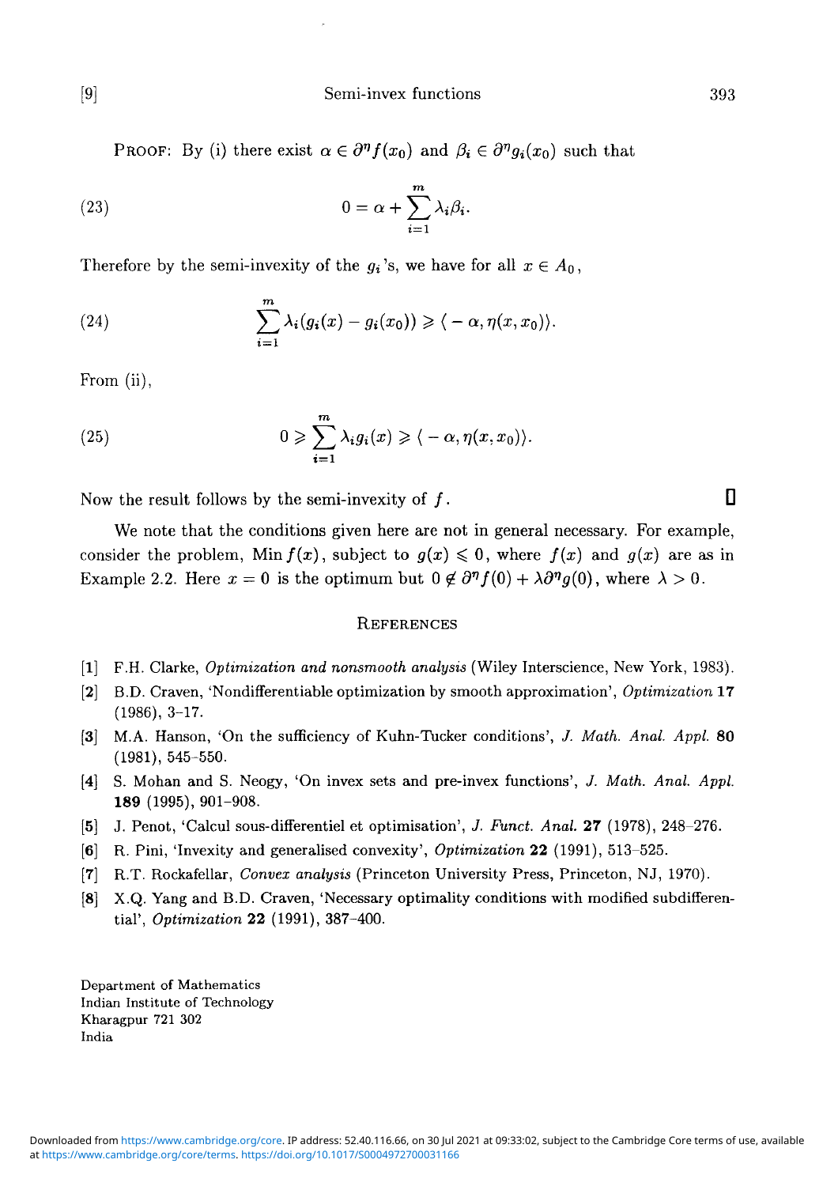PROOF: By (i) there exist $\alpha \in \partial^{\eta} f(x_0)$ and $\beta_i \in \partial^{\eta} g_i(x_0)$ such that

$$0 = \alpha + \sum_{i=1}^{m} \lambda_i \beta_i. \tag{23}$$

Therefore by the semi-invexity of the $g_i$'s, we have for all $x \in A_0$,

$$\sum_{i=1}^{m} \lambda_i (g_i(x) - g_i(x_0)) \geqslant \langle -\alpha, \eta(x, x_0) \rangle. \tag{24}$$

From (ii),

$$0 \geqslant \sum_{i=1}^{m} \lambda_i g_i(x) \geqslant \langle -\alpha, \eta(x, x_0) \rangle. \tag{25}$$

Now the result follows by the semi-invexity of $f$. □

We note that the conditions given here are not in general necessary. For example, consider the problem, Min $f(x)$, subject to $g(x) \leqslant 0$, where $f(x)$ and $g(x)$ are as in Example 2.2. Here $x = 0$ is the optimum but $0 \notin \partial^{\eta} f(0) + \lambda \partial^{\eta} g(0)$, where $\lambda > 0$.

## REFERENCES

[1] F.H. Clarke, *Optimization and nonsmooth analysis* (Wiley Interscience, New York, 1983).

[2] B.D. Craven, 'Nondifferentiable optimization by smooth approximation', *Optimization* **17** (1986), 3–17.

[3] M.A. Hanson, 'On the sufficiency of Kuhn-Tucker conditions', *J. Math. Anal. Appl.* **80** (1981), 545–550.

[4] S. Mohan and S. Neogy, 'On invex sets and pre-invex functions', *J. Math. Anal. Appl.* **189** (1995), 901–908.

[5] J. Penot, 'Calcul sous-differentiel et optimisation', *J. Funct. Anal.* **27** (1978), 248–276.

[6] R. Pini, 'Invexity and generalised convexity', *Optimization* **22** (1991), 513–525.

[7] R.T. Rockafellar, *Convex analysis* (Princeton University Press, Princeton, NJ, 1970).

[8] X.Q. Yang and B.D. Craven, 'Necessary optimality conditions with modified subdifferential', *Optimization* **22** (1991), 387–400.

Department of Mathematics
Indian Institute of Technology
Kharagpur 721 302
India